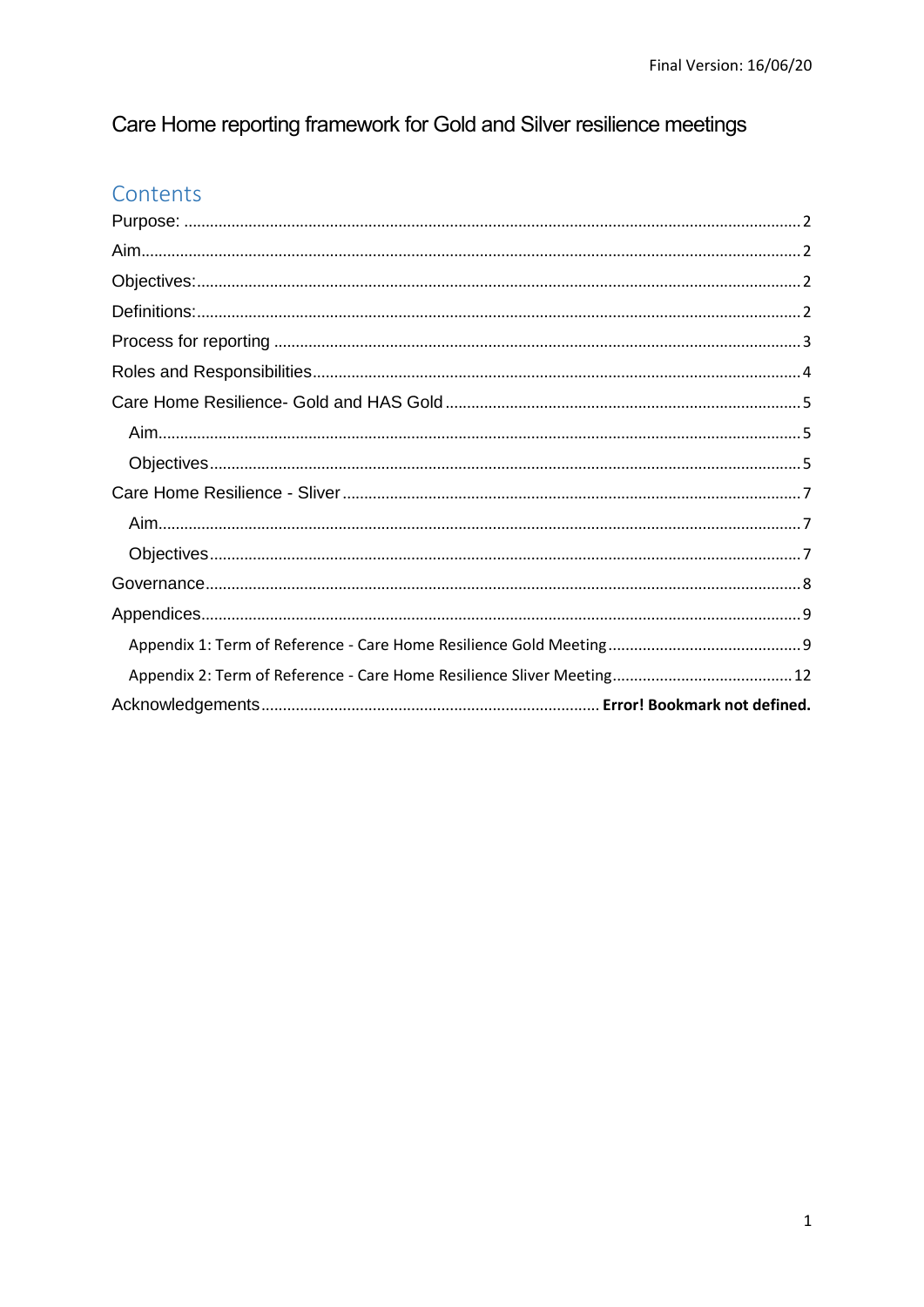Final Version: 16/06/20

# Care Home reporting framework for Gold and Silver resilience meetings

## Contents

Purpose: ............................................................................................................................ 2

Aim........................................................................................................................................ 2

Objectives:............................................................................................................................ 2

Definitions:........................................................................................................................... 2

Process for reporting .......................................................................................................... 3

Roles and Responsibilities.................................................................................................. 4

Care Home Resilience- Gold and HAS Gold .................................................................... 5

- Aim.................................................................................................................................... 5
- Objectives.......................................................................................................................... 5

Care Home Resilience - Sliver ............................................................................................ 7

- Aim.................................................................................................................................... 7
- Objectives.......................................................................................................................... 7

Governance.......................................................................................................................... 8

Appendices........................................................................................................................... 9

- Appendix 1: Term of Reference - Care Home Resilience Gold Meeting ............................. 9
- Appendix 2: Term of Reference - Care Home Resilience Sliver Meeting.......................... 12

Acknowledgements............................................................................ **Error! Bookmark not defined.**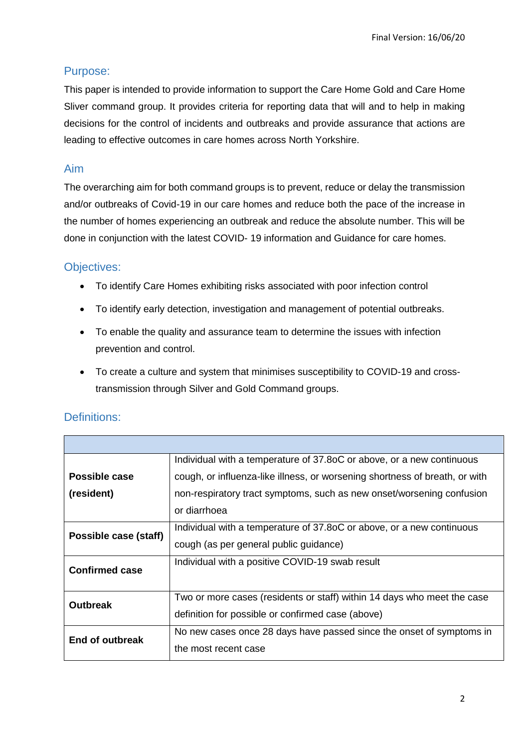Final Version: 16/06/20

## Purpose:

This paper is intended to provide information to support the Care Home Gold and Care Home Sliver command group. It provides criteria for reporting data that will and to help in making decisions for the control of incidents and outbreaks and provide assurance that actions are leading to effective outcomes in care homes across North Yorkshire.

## Aim

The overarching aim for both command groups is to prevent, reduce or delay the transmission and/or outbreaks of Covid-19 in our care homes and reduce both the pace of the increase in the number of homes experiencing an outbreak and reduce the absolute number. This will be done in conjunction with the latest COVID- 19 information and Guidance for care homes.

## Objectives:

- To identify Care Homes exhibiting risks associated with poor infection control
- To identify early detection, investigation and management of potential outbreaks.
- To enable the quality and assurance team to determine the issues with infection prevention and control.
- To create a culture and system that minimises susceptibility to COVID-19 and cross-transmission through Silver and Gold Command groups.

## Definitions:

| | |
|---|---|
| **Possible case (resident)** | Individual with a temperature of 37.8oC or above, or a new continuous cough, or influenza-like illness, or worsening shortness of breath, or with non-respiratory tract symptoms, such as new onset/worsening confusion or diarrhoea |
| **Possible case (staff)** | Individual with a temperature of 37.8oC or above, or a new continuous cough (as per general public guidance) |
| **Confirmed case** | Individual with a positive COVID-19 swab result |
| **Outbreak** | Two or more cases (residents or staff) within 14 days who meet the case definition for possible or confirmed case (above) |
| **End of outbreak** | No new cases once 28 days have passed since the onset of symptoms in the most recent case |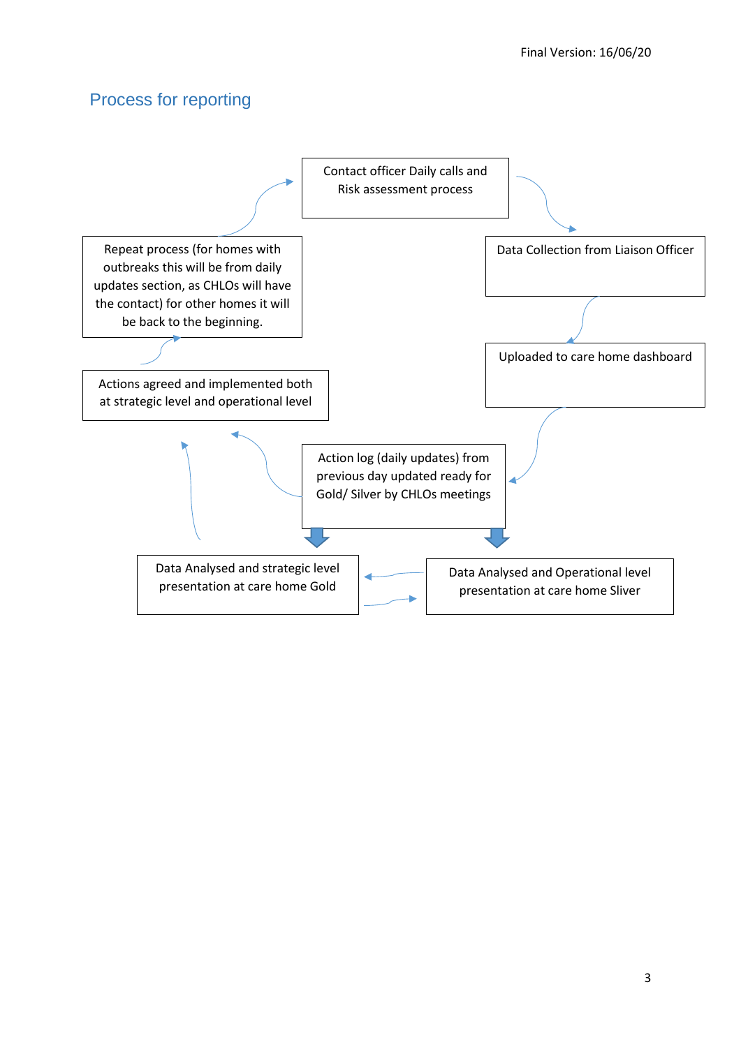Final Version: 16/06/20

## Process for reporting

Contact officer Daily calls and Risk assessment process

Data Collection from Liaison Officer

Uploaded to care home dashboard

Action log (daily updates) from previous day updated ready for Gold/ Silver by CHLOs meetings

Data Analysed and strategic level presentation at care home Gold

Data Analysed and Operational level presentation at care home Sliver

Actions agreed and implemented both at strategic level and operational level

Repeat process (for homes with outbreaks this will be from daily updates section, as CHLOs will have the contact) for other homes it will be back to the beginning.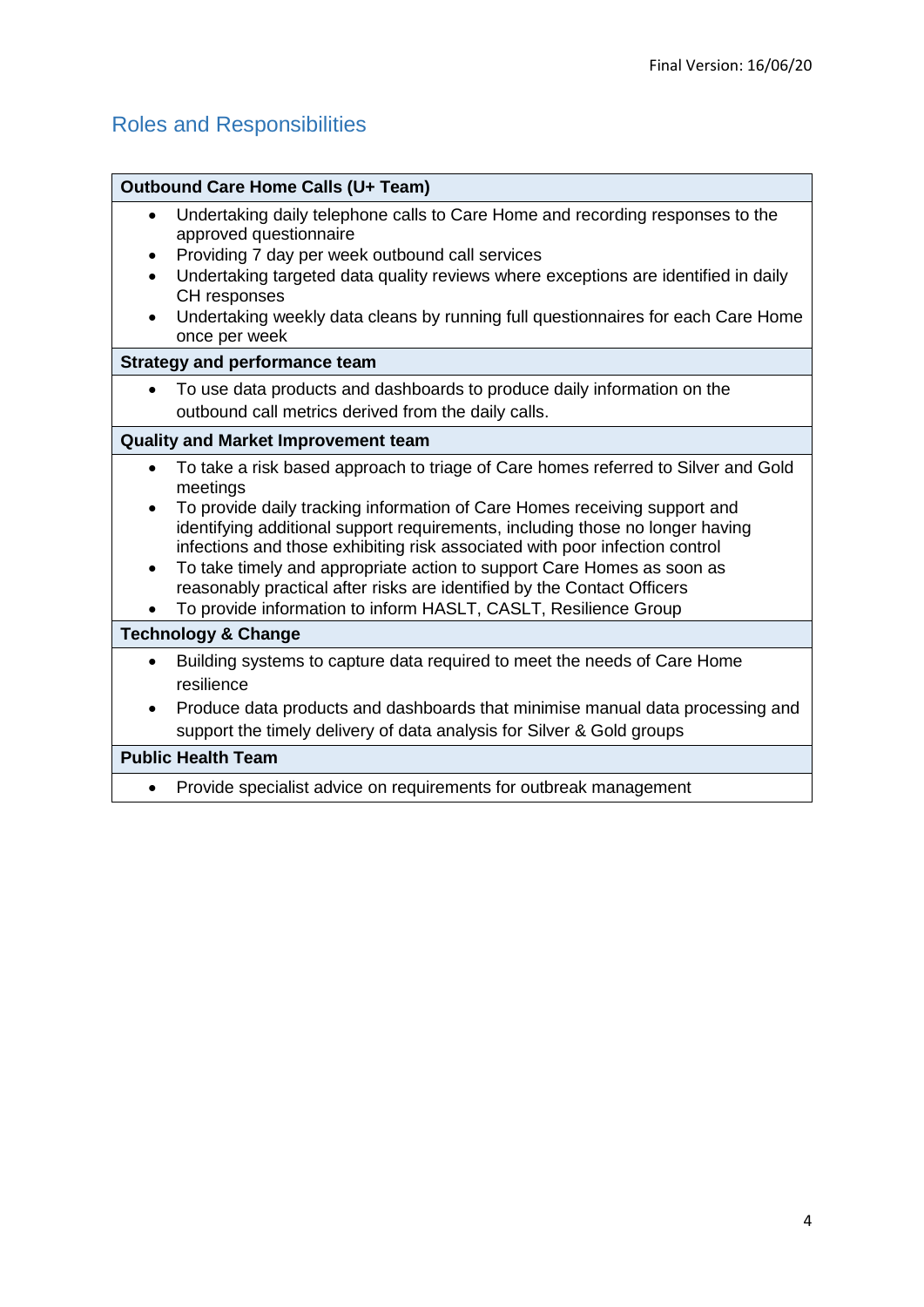## Roles and Responsibilities

**Outbound Care Home Calls (U+ Team)**

- Undertaking daily telephone calls to Care Home and recording responses to the approved questionnaire
- Providing 7 day per week outbound call services
- Undertaking targeted data quality reviews where exceptions are identified in daily CH responses
- Undertaking weekly data cleans by running full questionnaires for each Care Home once per week

**Strategy and performance team**

- To use data products and dashboards to produce daily information on the outbound call metrics derived from the daily calls.

**Quality and Market Improvement team**

- To take a risk based approach to triage of Care homes referred to Silver and Gold meetings
- To provide daily tracking information of Care Homes receiving support and identifying additional support requirements, including those no longer having infections and those exhibiting risk associated with poor infection control
- To take timely and appropriate action to support Care Homes as soon as reasonably practical after risks are identified by the Contact Officers
- To provide information to inform HASLT, CASLT, Resilience Group

**Technology & Change**

- Building systems to capture data required to meet the needs of Care Home resilience
- Produce data products and dashboards that minimise manual data processing and support the timely delivery of data analysis for Silver & Gold groups

**Public Health Team**

- Provide specialist advice on requirements for outbreak management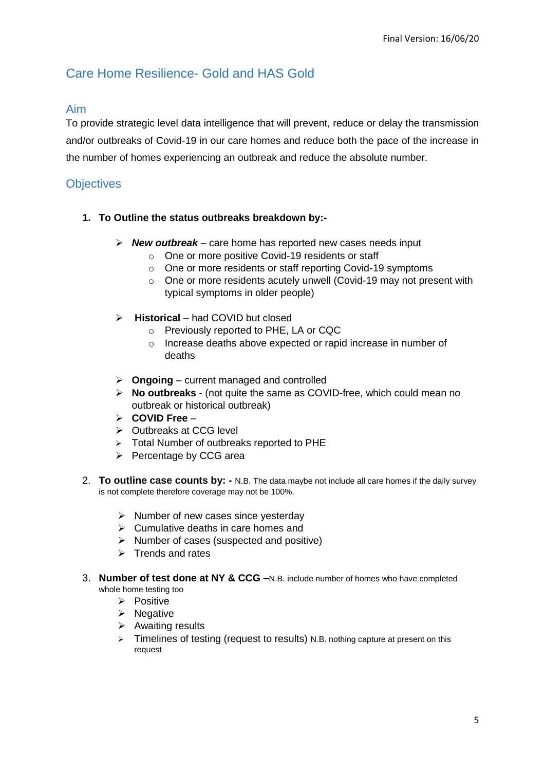Final Version: 16/06/20

## Care Home Resilience- Gold and HAS Gold

### Aim

To provide strategic level data intelligence that will prevent, reduce or delay the transmission and/or outbreaks of Covid-19 in our care homes and reduce both the pace of the increase in the number of homes experiencing an outbreak and reduce the absolute number.

### Objectives

1. **To Outline the status outbreaks breakdown by:-**

    - ***New outbreak*** – care home has reported new cases needs input
        - One or more positive Covid-19 residents or staff
        - One or more residents or staff reporting Covid-19 symptoms
        - One or more residents acutely unwell (Covid-19 may not present with typical symptoms in older people)

    - **Historical** – had COVID but closed
        - Previously reported to PHE, LA or CQC
        - Increase deaths above expected or rapid increase in number of deaths

    - **Ongoing** – current managed and controlled
    - **No outbreaks** - (not quite the same as COVID-free, which could mean no outbreak or historical outbreak)
    - **COVID Free** –
    - Outbreaks at CCG level
    - Total Number of outbreaks reported to PHE
    - Percentage by CCG area

2. **To outline case counts by: -** N.B. The data maybe not include all care homes if the daily survey is not complete therefore coverage may not be 100%.

    - Number of new cases since yesterday
    - Cumulative deaths in care homes and
    - Number of cases (suspected and positive)
    - Trends and rates

3. **Number of test done at NY & CCG –**N.B. include number of homes who have completed whole home testing too
    - Positive
    - Negative
    - Awaiting results
    - Timelines of testing (request to results) N.B. nothing capture at present on this request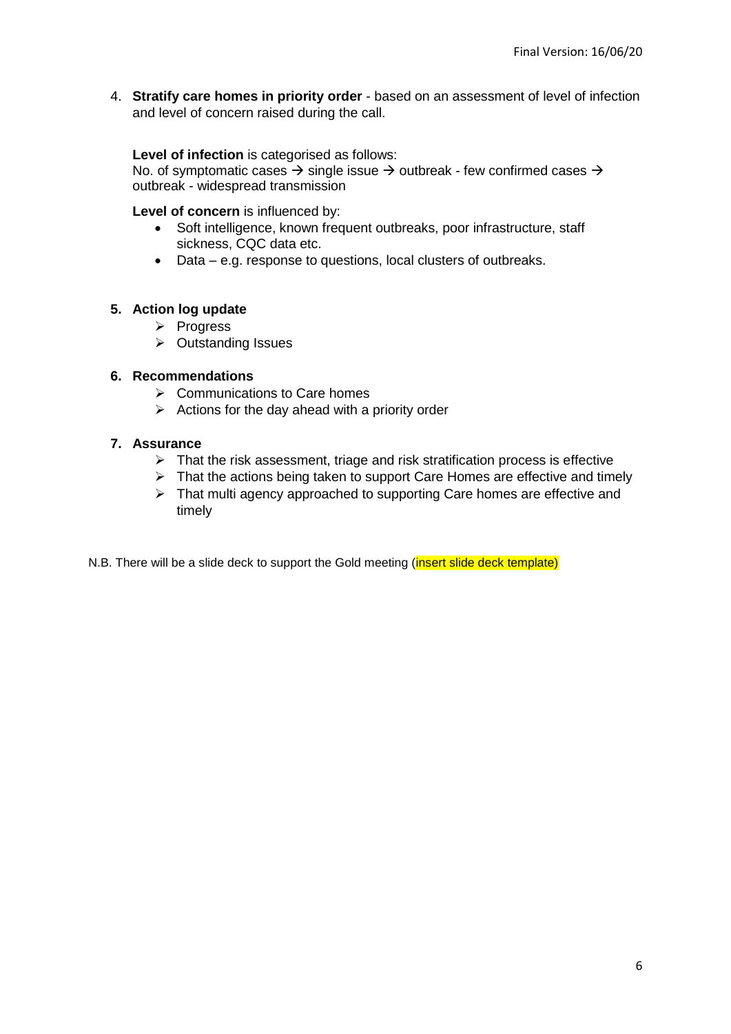4. **Stratify care homes in priority order** - based on an assessment of level of infection and level of concern raised during the call.

   **Level of infection** is categorised as follows:
   No. of symptomatic cases → single issue → outbreak - few confirmed cases → outbreak - widespread transmission

   **Level of concern** is influenced by:
   - Soft intelligence, known frequent outbreaks, poor infrastructure, staff sickness, CQC data etc.
   - Data – e.g. response to questions, local clusters of outbreaks.

5. **Action log update**
   - Progress
   - Outstanding Issues

6. **Recommendations**
   - Communications to Care homes
   - Actions for the day ahead with a priority order

7. **Assurance**
   - That the risk assessment, triage and risk stratification process is effective
   - That the actions being taken to support Care Homes are effective and timely
   - That multi agency approached to supporting Care homes are effective and timely

N.B. There will be a slide deck to support the Gold meeting (insert slide deck template)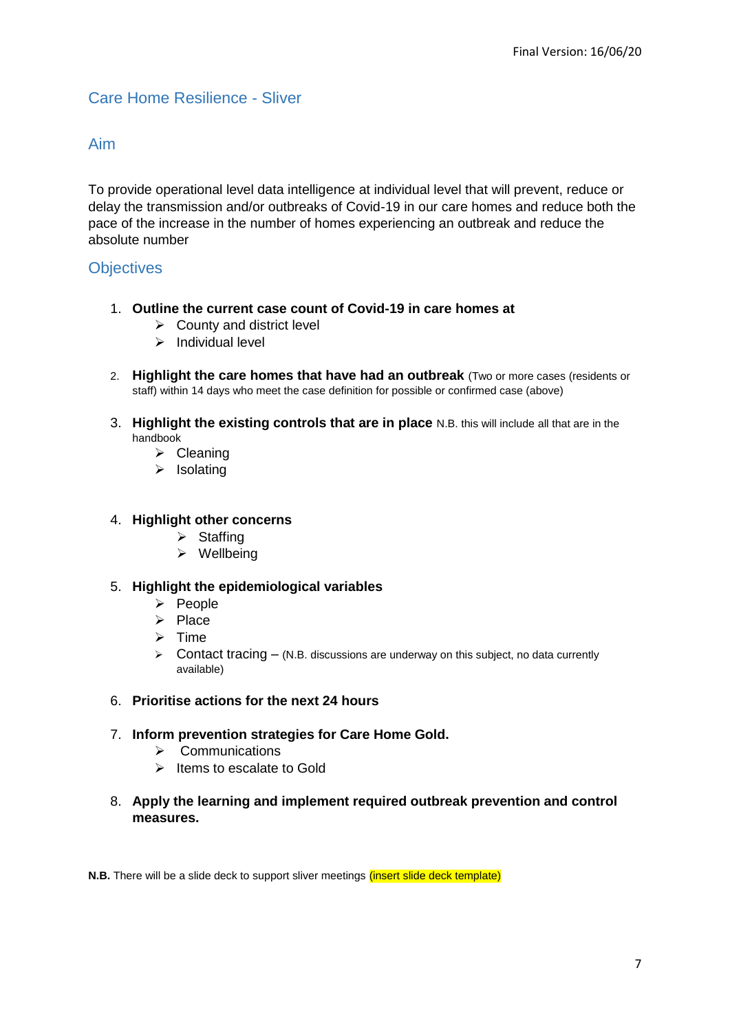## Care Home Resilience - Sliver

### Aim

To provide operational level data intelligence at individual level that will prevent, reduce or delay the transmission and/or outbreaks of Covid-19 in our care homes and reduce both the pace of the increase in the number of homes experiencing an outbreak and reduce the absolute number

### Objectives

1. **Outline the current case count of Covid-19 in care homes at**
   - County and district level
   - Individual level

2. **Highlight the care homes that have had an outbreak** (Two or more cases (residents or staff) within 14 days who meet the case definition for possible or confirmed case (above)

3. **Highlight the existing controls that are in place** N.B. this will include all that are in the handbook
   - Cleaning
   - Isolating

4. **Highlight other concerns**
   - Staffing
   - Wellbeing

5. **Highlight the epidemiological variables**
   - People
   - Place
   - Time
   - Contact tracing – (N.B. discussions are underway on this subject, no data currently available)

6. **Prioritise actions for the next 24 hours**

7. **Inform prevention strategies for Care Home Gold.**
   - Communications
   - Items to escalate to Gold

8. **Apply the learning and implement required outbreak prevention and control measures.**

**N.B.** There will be a slide deck to support sliver meetings (insert slide deck template)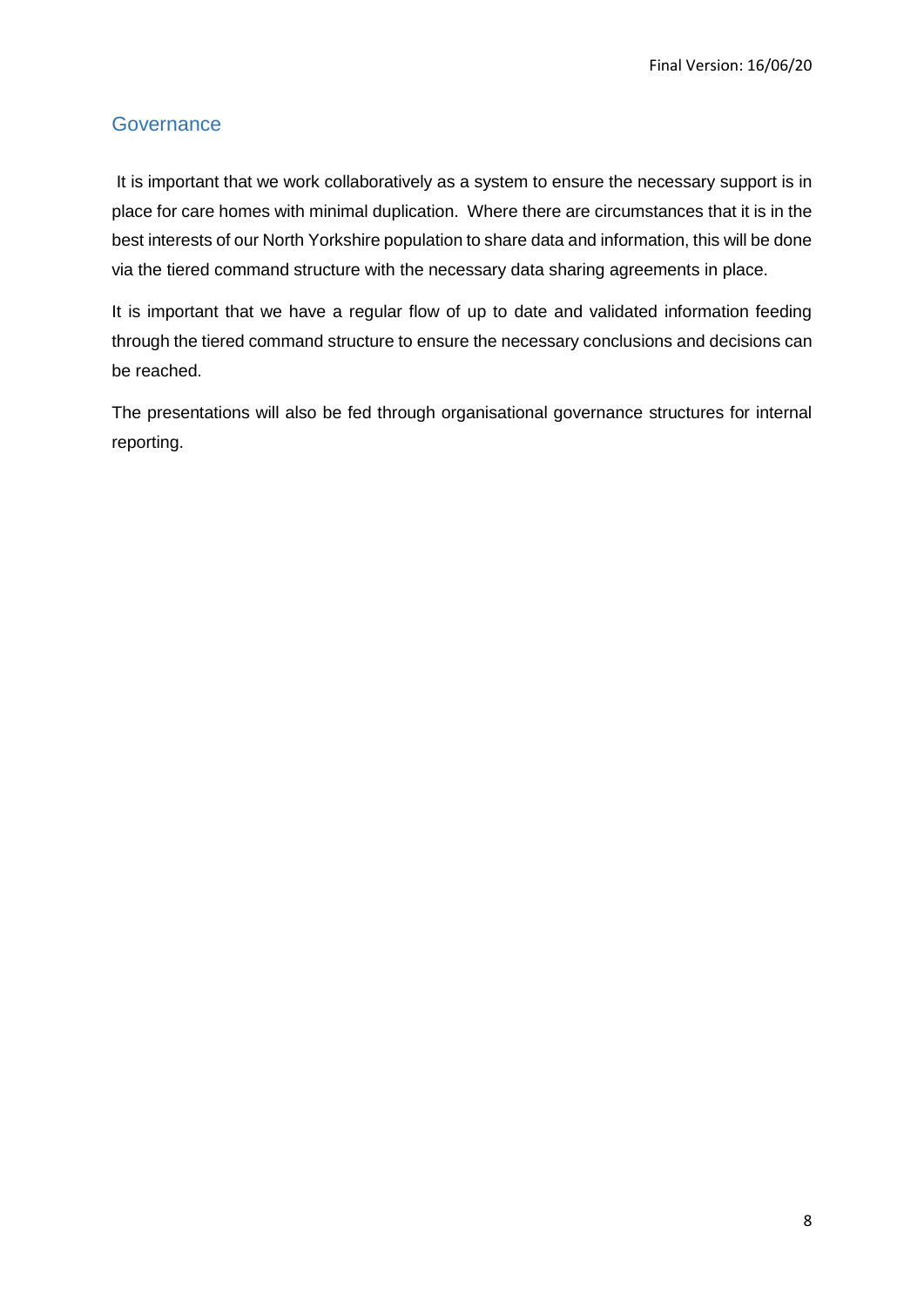## Governance

It is important that we work collaboratively as a system to ensure the necessary support is in place for care homes with minimal duplication. Where there are circumstances that it is in the best interests of our North Yorkshire population to share data and information, this will be done via the tiered command structure with the necessary data sharing agreements in place.

It is important that we have a regular flow of up to date and validated information feeding through the tiered command structure to ensure the necessary conclusions and decisions can be reached.

The presentations will also be fed through organisational governance structures for internal reporting.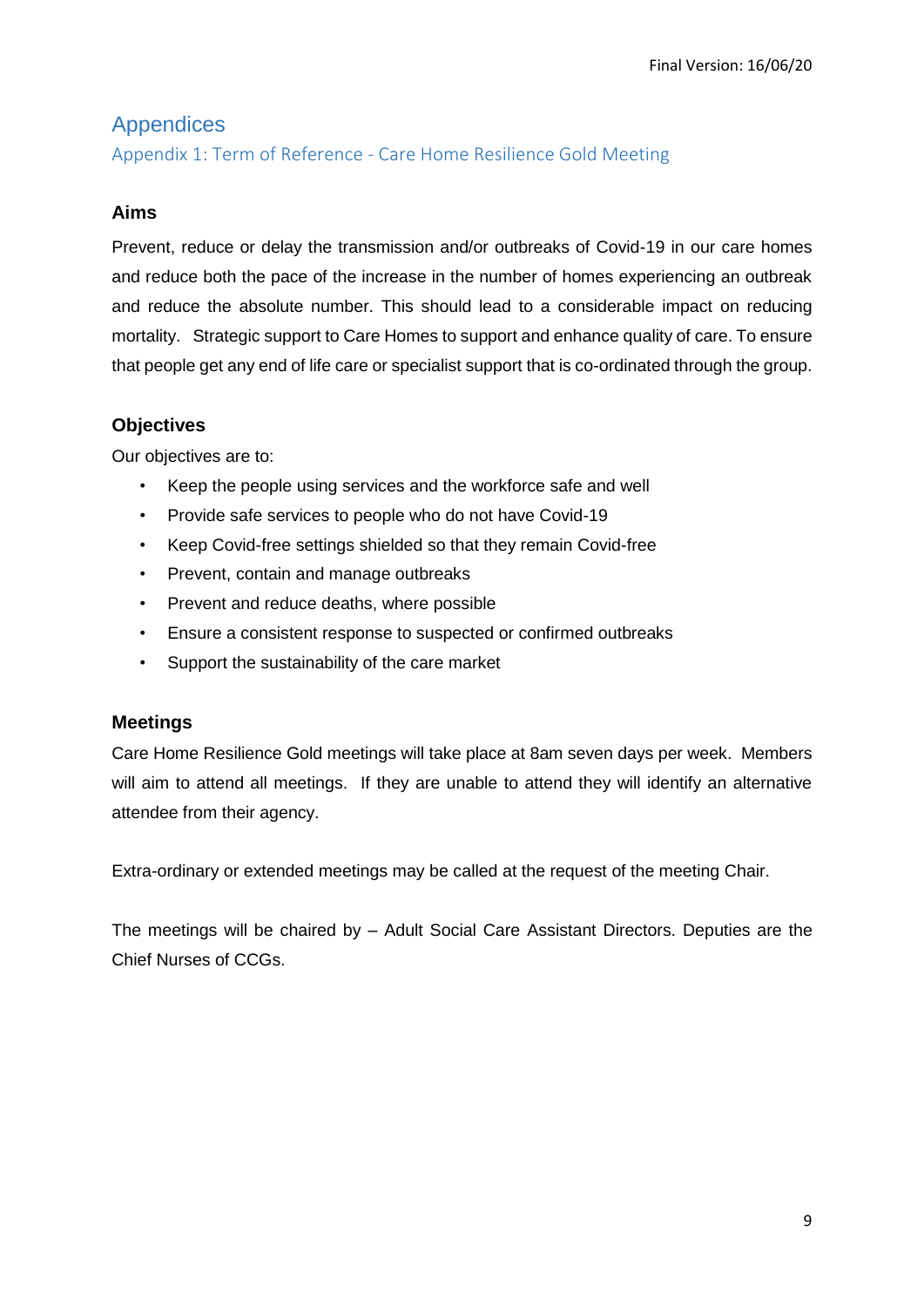# Appendices

## Appendix 1: Term of Reference - Care Home Resilience Gold Meeting

### Aims

Prevent, reduce or delay the transmission and/or outbreaks of Covid-19 in our care homes and reduce both the pace of the increase in the number of homes experiencing an outbreak and reduce the absolute number. This should lead to a considerable impact on reducing mortality. Strategic support to Care Homes to support and enhance quality of care. To ensure that people get any end of life care or specialist support that is co-ordinated through the group.

### Objectives

Our objectives are to:

- Keep the people using services and the workforce safe and well
- Provide safe services to people who do not have Covid-19
- Keep Covid-free settings shielded so that they remain Covid-free
- Prevent, contain and manage outbreaks
- Prevent and reduce deaths, where possible
- Ensure a consistent response to suspected or confirmed outbreaks
- Support the sustainability of the care market

### Meetings

Care Home Resilience Gold meetings will take place at 8am seven days per week. Members will aim to attend all meetings. If they are unable to attend they will identify an alternative attendee from their agency.

Extra-ordinary or extended meetings may be called at the request of the meeting Chair.

The meetings will be chaired by – Adult Social Care Assistant Directors. Deputies are the Chief Nurses of CCGs.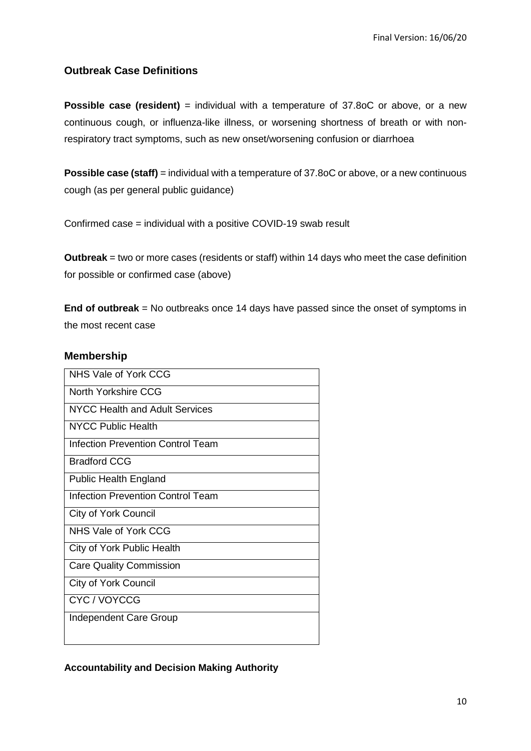## Outbreak Case Definitions

**Possible case (resident)** = individual with a temperature of 37.8oC or above, or a new continuous cough, or influenza-like illness, or worsening shortness of breath or with non-respiratory tract symptoms, such as new onset/worsening confusion or diarrhoea

**Possible case (staff)** = individual with a temperature of 37.8oC or above, or a new continuous cough (as per general public guidance)

Confirmed case = individual with a positive COVID-19 swab result

**Outbreak** = two or more cases (residents or staff) within 14 days who meet the case definition for possible or confirmed case (above)

**End of outbreak** = No outbreaks once 14 days have passed since the onset of symptoms in the most recent case

## Membership

| NHS Vale of York CCG |
|---|
| North Yorkshire CCG |
| NYCC Health and Adult Services |
| NYCC Public Health |
| Infection Prevention Control Team |
| Bradford CCG |
| Public Health England |
| Infection Prevention Control Team |
| City of York Council |
| NHS Vale of York CCG |
| City of York Public Health |
| Care Quality Commission |
| City of York Council |
| CYC / VOYCCG |
| Independent Care Group |

**Accountability and Decision Making Authority**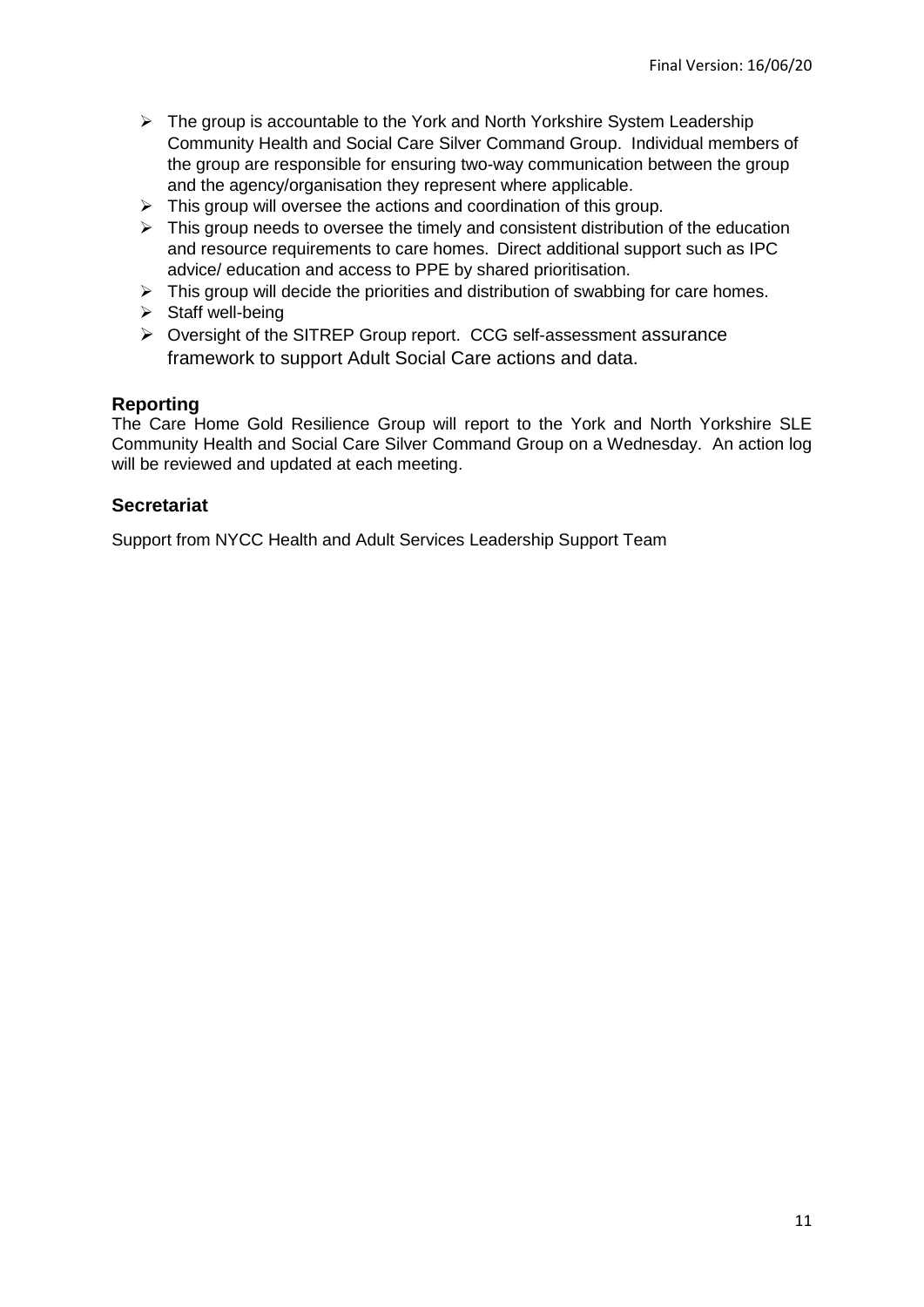- The group is accountable to the York and North Yorkshire System Leadership Community Health and Social Care Silver Command Group. Individual members of the group are responsible for ensuring two-way communication between the group and the agency/organisation they represent where applicable.
- This group will oversee the actions and coordination of this group.
- This group needs to oversee the timely and consistent distribution of the education and resource requirements to care homes. Direct additional support such as IPC advice/ education and access to PPE by shared prioritisation.
- This group will decide the priorities and distribution of swabbing for care homes.
- Staff well-being
- Oversight of the SITREP Group report. CCG self-assessment assurance framework to support Adult Social Care actions and data.

### Reporting

The Care Home Gold Resilience Group will report to the York and North Yorkshire SLE Community Health and Social Care Silver Command Group on a Wednesday. An action log will be reviewed and updated at each meeting.

### Secretariat

Support from NYCC Health and Adult Services Leadership Support Team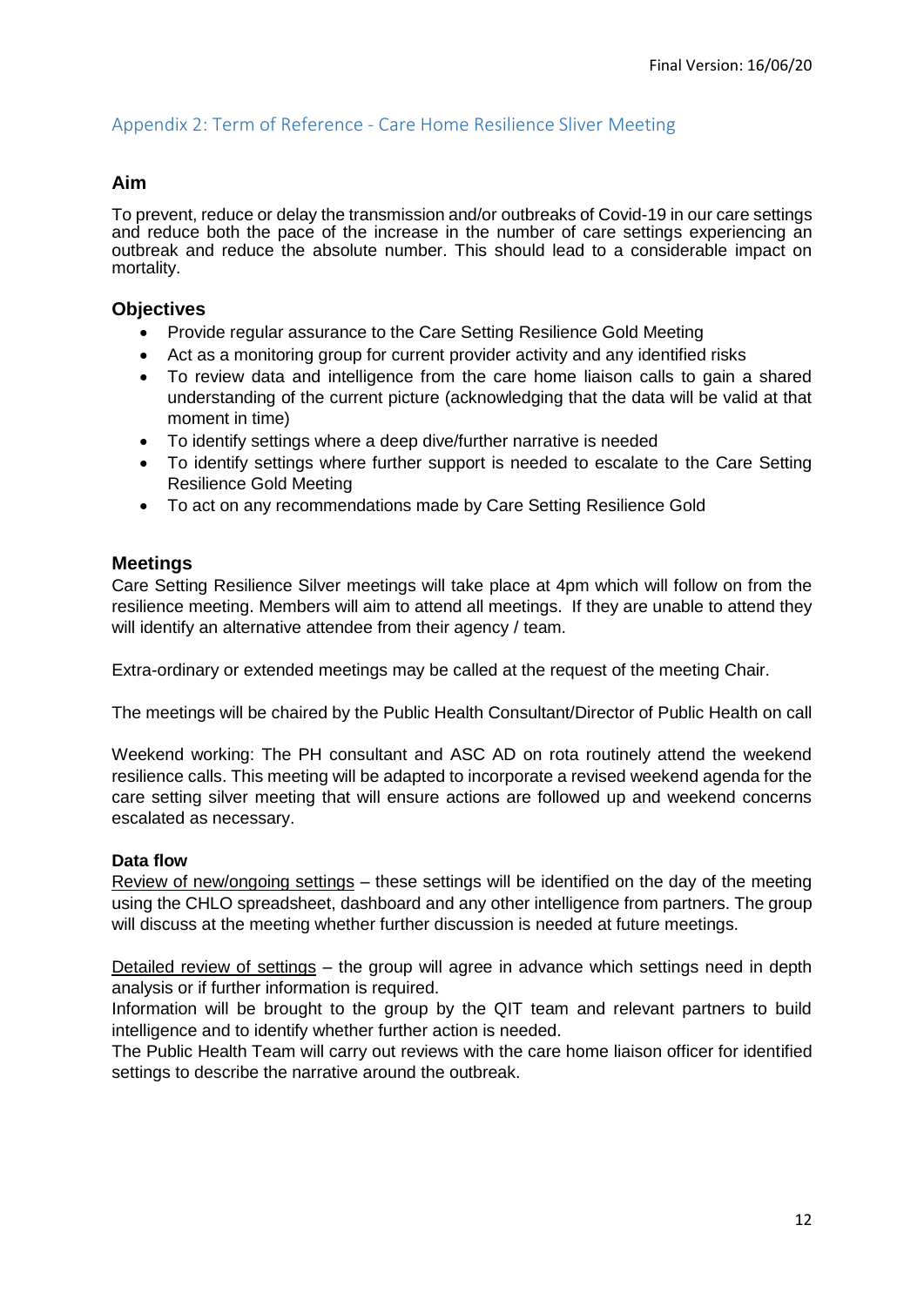Final Version: 16/06/20

## Appendix 2: Term of Reference - Care Home Resilience Sliver Meeting

### Aim

To prevent, reduce or delay the transmission and/or outbreaks of Covid-19 in our care settings and reduce both the pace of the increase in the number of care settings experiencing an outbreak and reduce the absolute number. This should lead to a considerable impact on mortality.

### Objectives

- Provide regular assurance to the Care Setting Resilience Gold Meeting
- Act as a monitoring group for current provider activity and any identified risks
- To review data and intelligence from the care home liaison calls to gain a shared understanding of the current picture (acknowledging that the data will be valid at that moment in time)
- To identify settings where a deep dive/further narrative is needed
- To identify settings where further support is needed to escalate to the Care Setting Resilience Gold Meeting
- To act on any recommendations made by Care Setting Resilience Gold

### Meetings

Care Setting Resilience Silver meetings will take place at 4pm which will follow on from the resilience meeting. Members will aim to attend all meetings. If they are unable to attend they will identify an alternative attendee from their agency / team.

Extra-ordinary or extended meetings may be called at the request of the meeting Chair.

The meetings will be chaired by the Public Health Consultant/Director of Public Health on call

Weekend working: The PH consultant and ASC AD on rota routinely attend the weekend resilience calls. This meeting will be adapted to incorporate a revised weekend agenda for the care setting silver meeting that will ensure actions are followed up and weekend concerns escalated as necessary.

**Data flow**

Review of new/ongoing settings – these settings will be identified on the day of the meeting using the CHLO spreadsheet, dashboard and any other intelligence from partners. The group will discuss at the meeting whether further discussion is needed at future meetings.

Detailed review of settings – the group will agree in advance which settings need in depth analysis or if further information is required.
Information will be brought to the group by the QIT team and relevant partners to build intelligence and to identify whether further action is needed.
The Public Health Team will carry out reviews with the care home liaison officer for identified settings to describe the narrative around the outbreak.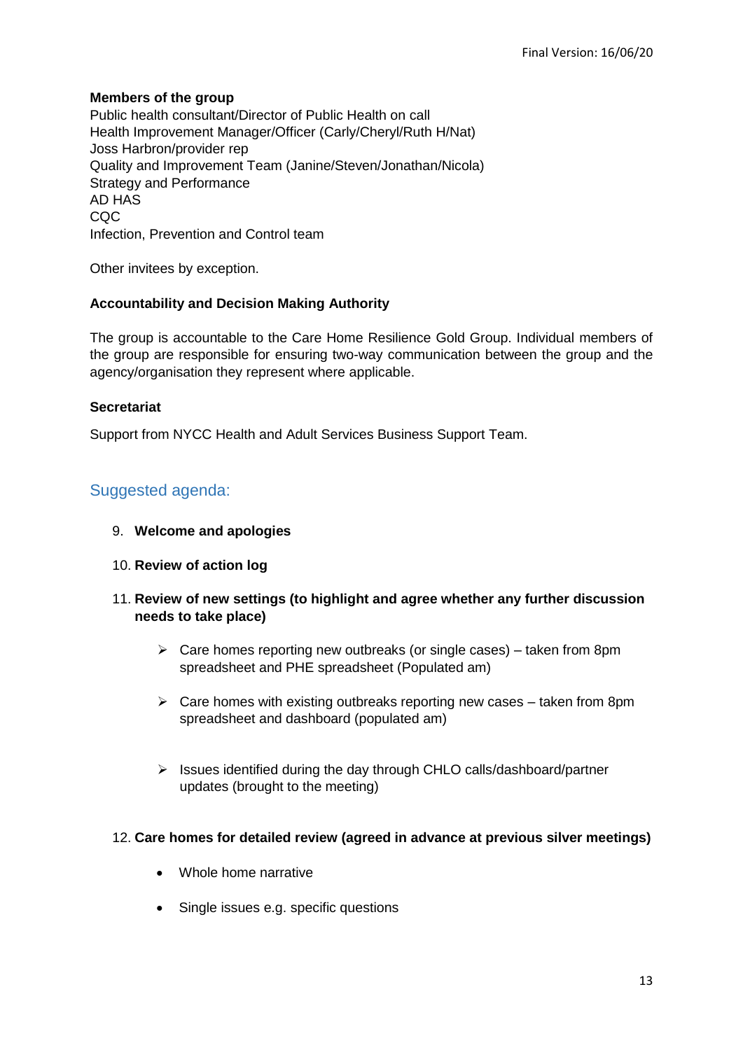**Members of the group**

Public health consultant/Director of Public Health on call
Health Improvement Manager/Officer (Carly/Cheryl/Ruth H/Nat)
Joss Harbron/provider rep
Quality and Improvement Team (Janine/Steven/Jonathan/Nicola)
Strategy and Performance
AD HAS
CQC
Infection, Prevention and Control team

Other invitees by exception.

**Accountability and Decision Making Authority**

The group is accountable to the Care Home Resilience Gold Group. Individual members of the group are responsible for ensuring two-way communication between the group and the agency/organisation they represent where applicable.

**Secretariat**

Support from NYCC Health and Adult Services Business Support Team.

## Suggested agenda:

9. **Welcome and apologies**
10. **Review of action log**
11. **Review of new settings (to highlight and agree whether any further discussion needs to take place)**
    - Care homes reporting new outbreaks (or single cases) – taken from 8pm spreadsheet and PHE spreadsheet (Populated am)
    - Care homes with existing outbreaks reporting new cases – taken from 8pm spreadsheet and dashboard (populated am)
    - Issues identified during the day through CHLO calls/dashboard/partner updates (brought to the meeting)
12. **Care homes for detailed review (agreed in advance at previous silver meetings)**
    - Whole home narrative
    - Single issues e.g. specific questions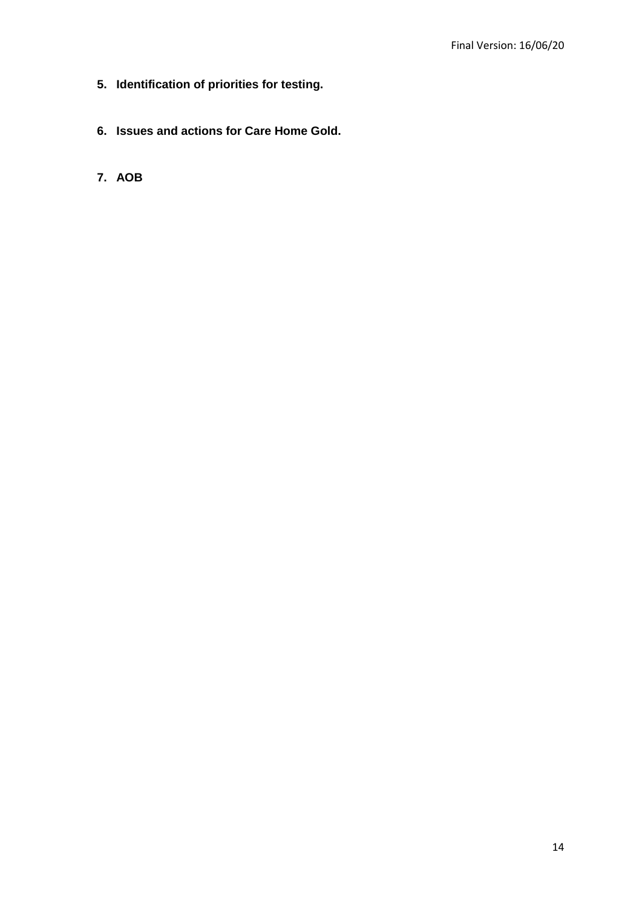**5. Identification of priorities for testing.**

**6. Issues and actions for Care Home Gold.**

**7. AOB**